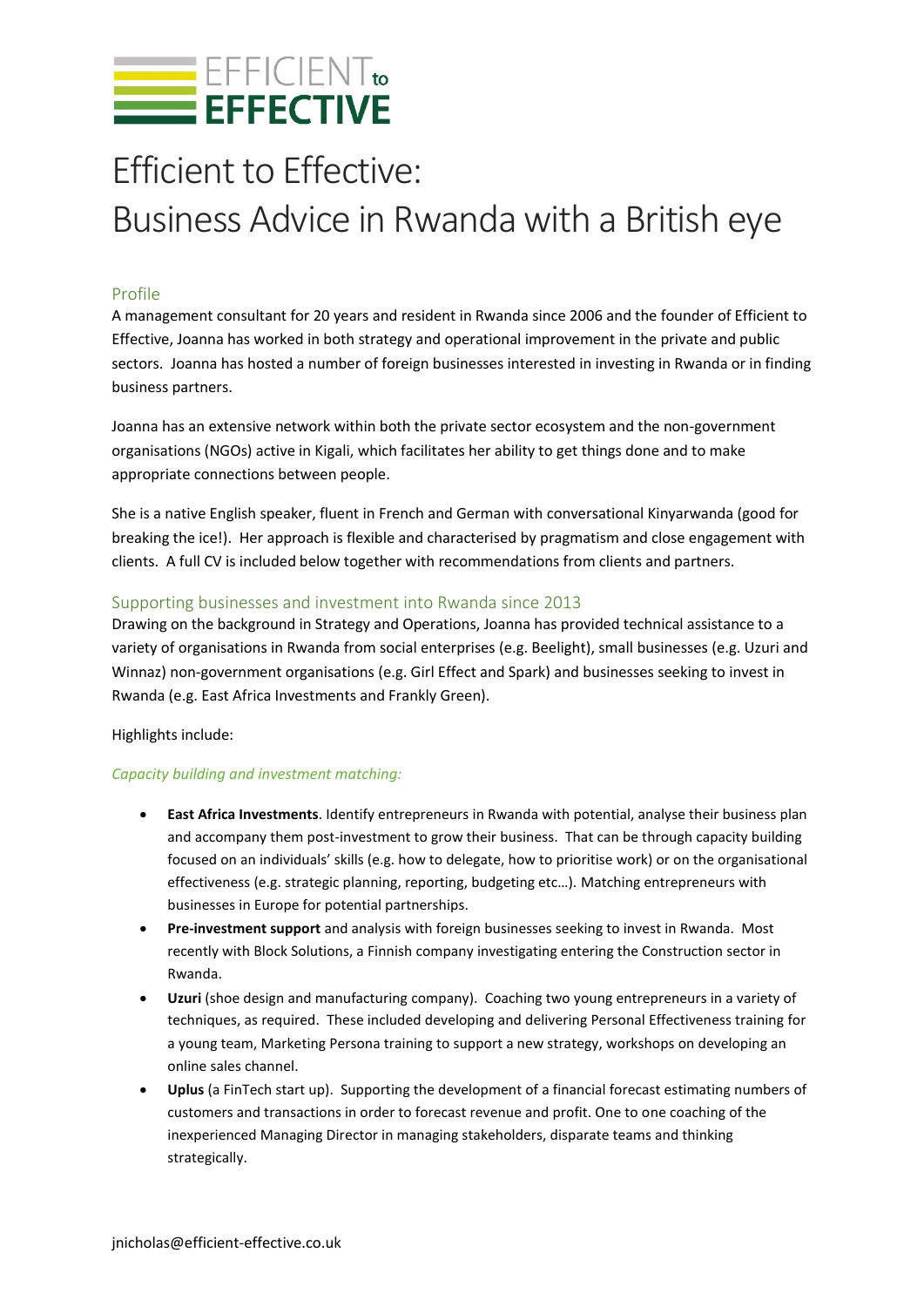EFFICIENT to EFFECTIVE

# Efficient to Effective: Business Advice in Rwanda with a British eye

## Profile

A management consultant for 20 years and resident in Rwanda since 2006 and the founder of Efficient to Effective, Joanna has worked in both strategy and operational improvement in the private and public sectors. Joanna has hosted a number of foreign businesses interested in investing in Rwanda or in finding business partners.

Joanna has an extensive network within both the private sector ecosystem and the non-government organisations (NGOs) active in Kigali, which facilitates her ability to get things done and to make appropriate connections between people.

She is a native English speaker, fluent in French and German with conversational Kinyarwanda (good for breaking the ice!). Her approach is flexible and characterised by pragmatism and close engagement with clients. A full CV is included below together with recommendations from clients and partners.

## Supporting businesses and investment into Rwanda since 2013

Drawing on the background in Strategy and Operations, Joanna has provided technical assistance to a variety of organisations in Rwanda from social enterprises (e.g. Beelight), small businesses (e.g. Uzuri and Winnaz) non-government organisations (e.g. Girl Effect and Spark) and businesses seeking to invest in Rwanda (e.g. East Africa Investments and Frankly Green).

Highlights include:

*Capacity building and investment matching:*

- **East Africa Investments**. Identify entrepreneurs in Rwanda with potential, analyse their business plan and accompany them post-investment to grow their business. That can be through capacity building focused on an individuals' skills (e.g. how to delegate, how to prioritise work) or on the organisational effectiveness (e.g. strategic planning, reporting, budgeting etc…). Matching entrepreneurs with businesses in Europe for potential partnerships.
- **Pre-investment support** and analysis with foreign businesses seeking to invest in Rwanda. Most recently with Block Solutions, a Finnish company investigating entering the Construction sector in Rwanda.
- **Uzuri** (shoe design and manufacturing company). Coaching two young entrepreneurs in a variety of techniques, as required. These included developing and delivering Personal Effectiveness training for a young team, Marketing Persona training to support a new strategy, workshops on developing an online sales channel.
- **Uplus** (a FinTech start up). Supporting the development of a financial forecast estimating numbers of customers and transactions in order to forecast revenue and profit. One to one coaching of the inexperienced Managing Director in managing stakeholders, disparate teams and thinking strategically.

jnicholas@efficient-effective.co.uk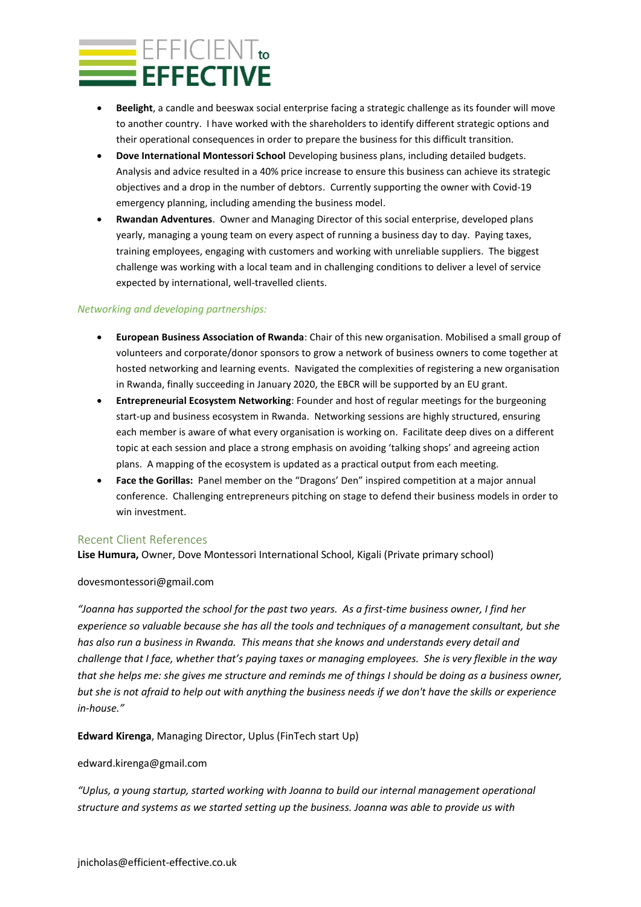- **Beelight**, a candle and beeswax social enterprise facing a strategic challenge as its founder will move to another country. I have worked with the shareholders to identify different strategic options and their operational consequences in order to prepare the business for this difficult transition.
- **Dove International Montessori School** Developing business plans, including detailed budgets. Analysis and advice resulted in a 40% price increase to ensure this business can achieve its strategic objectives and a drop in the number of debtors. Currently supporting the owner with Covid-19 emergency planning, including amending the business model.
- **Rwandan Adventures**. Owner and Managing Director of this social enterprise, developed plans yearly, managing a young team on every aspect of running a business day to day. Paying taxes, training employees, engaging with customers and working with unreliable suppliers. The biggest challenge was working with a local team and in challenging conditions to deliver a level of service expected by international, well-travelled clients.

*Networking and developing partnerships:*

- **European Business Association of Rwanda**: Chair of this new organisation. Mobilised a small group of volunteers and corporate/donor sponsors to grow a network of business owners to come together at hosted networking and learning events. Navigated the complexities of registering a new organisation in Rwanda, finally succeeding in January 2020, the EBCR will be supported by an EU grant.
- **Entrepreneurial Ecosystem Networking**: Founder and host of regular meetings for the burgeoning start-up and business ecosystem in Rwanda. Networking sessions are highly structured, ensuring each member is aware of what every organisation is working on. Facilitate deep dives on a different topic at each session and place a strong emphasis on avoiding 'talking shops' and agreeing action plans. A mapping of the ecosystem is updated as a practical output from each meeting.
- **Face the Gorillas:** Panel member on the "Dragons' Den" inspired competition at a major annual conference. Challenging entrepreneurs pitching on stage to defend their business models in order to win investment.

## Recent Client References

**Lise Humura,** Owner, Dove Montessori International School, Kigali (Private primary school)

dovesmontessori@gmail.com

*"Joanna has supported the school for the past two years. As a first-time business owner, I find her experience so valuable because she has all the tools and techniques of a management consultant, but she has also run a business in Rwanda. This means that she knows and understands every detail and challenge that I face, whether that's paying taxes or managing employees. She is very flexible in the way that she helps me: she gives me structure and reminds me of things I should be doing as a business owner, but she is not afraid to help out with anything the business needs if we don't have the skills or experience in-house."*

**Edward Kirenga**, Managing Director, Uplus (FinTech start Up)

edward.kirenga@gmail.com

*"Uplus, a young startup, started working with Joanna to build our internal management operational structure and systems as we started setting up the business. Joanna was able to provide us with*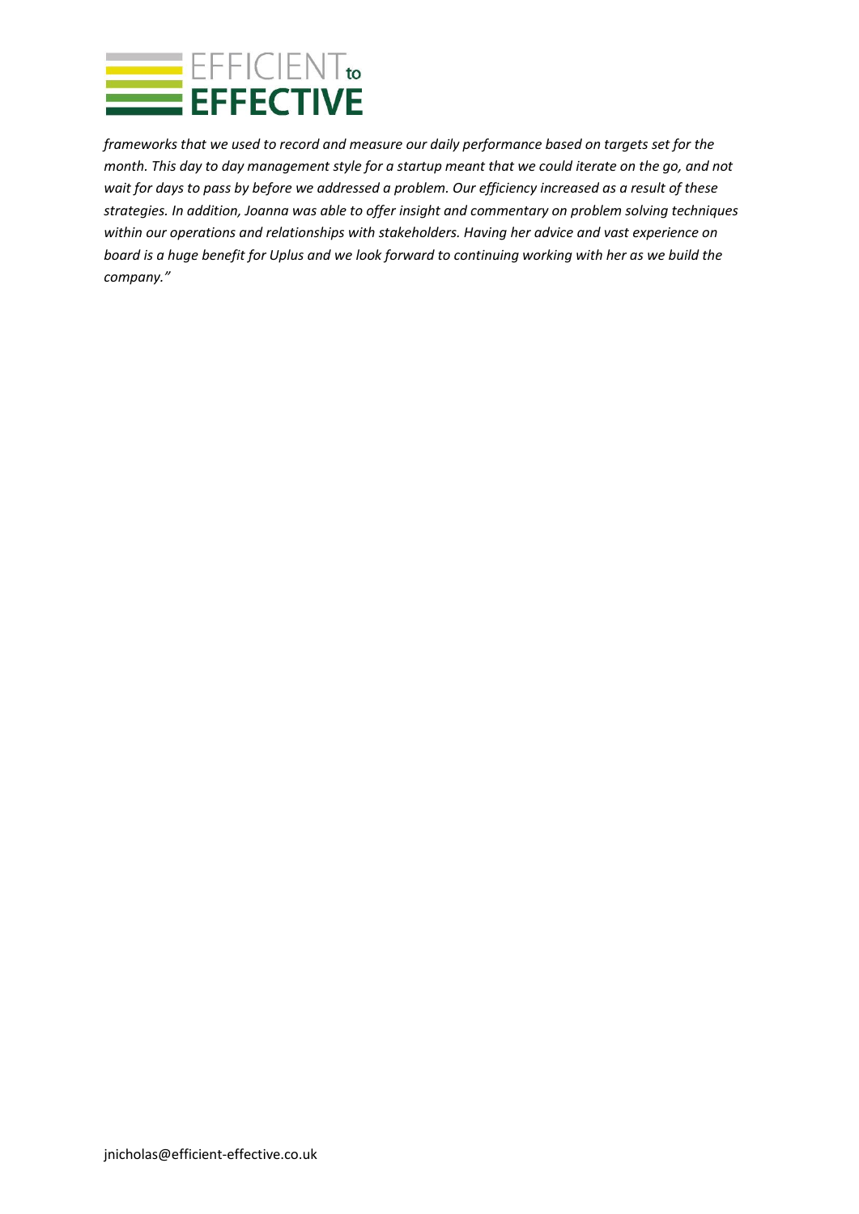*frameworks that we used to record and measure our daily performance based on targets set for the month. This day to day management style for a startup meant that we could iterate on the go, and not wait for days to pass by before we addressed a problem. Our efficiency increased as a result of these strategies. In addition, Joanna was able to offer insight and commentary on problem solving techniques within our operations and relationships with stakeholders. Having her advice and vast experience on board is a huge benefit for Uplus and we look forward to continuing working with her as we build the company."*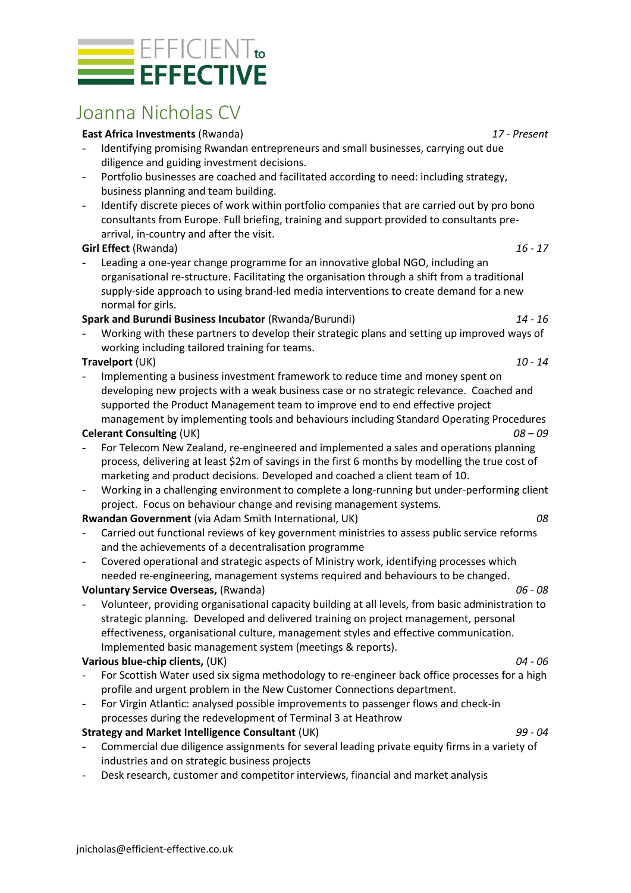EFFICIENT to EFFECTIVE

# Joanna Nicholas CV

**East Africa Investments** (Rwanda) *17 - Present*

- Identifying promising Rwandan entrepreneurs and small businesses, carrying out due diligence and guiding investment decisions.
- Portfolio businesses are coached and facilitated according to need: including strategy, business planning and team building.
- Identify discrete pieces of work within portfolio companies that are carried out by pro bono consultants from Europe. Full briefing, training and support provided to consultants pre-arrival, in-country and after the visit.

**Girl Effect** (Rwanda) *16 - 17*

- Leading a one-year change programme for an innovative global NGO, including an organisational re-structure. Facilitating the organisation through a shift from a traditional supply-side approach to using brand-led media interventions to create demand for a new normal for girls.

**Spark and Burundi Business Incubator** (Rwanda/Burundi) *14 - 16*

- Working with these partners to develop their strategic plans and setting up improved ways of working including tailored training for teams.

**Travelport** (UK) *10 - 14*

- Implementing a business investment framework to reduce time and money spent on developing new projects with a weak business case or no strategic relevance. Coached and supported the Product Management team to improve end to end effective project management by implementing tools and behaviours including Standard Operating Procedures

**Celerant Consulting** (UK) *08 – 09*

- For Telecom New Zealand, re-engineered and implemented a sales and operations planning process, delivering at least $2m of savings in the first 6 months by modelling the true cost of marketing and product decisions. Developed and coached a client team of 10.
- Working in a challenging environment to complete a long-running but under-performing client project. Focus on behaviour change and revising management systems.

**Rwandan Government** (via Adam Smith International, UK) *08*

- Carried out functional reviews of key government ministries to assess public service reforms and the achievements of a decentralisation programme
- Covered operational and strategic aspects of Ministry work, identifying processes which needed re-engineering, management systems required and behaviours to be changed.

**Voluntary Service Overseas,** (Rwanda) *06 - 08*

- Volunteer, providing organisational capacity building at all levels, from basic administration to strategic planning. Developed and delivered training on project management, personal effectiveness, organisational culture, management styles and effective communication. Implemented basic management system (meetings & reports).

**Various blue-chip clients,** (UK) *04 - 06*

- For Scottish Water used six sigma methodology to re-engineer back office processes for a high profile and urgent problem in the New Customer Connections department.
- For Virgin Atlantic: analysed possible improvements to passenger flows and check-in processes during the redevelopment of Terminal 3 at Heathrow

**Strategy and Market Intelligence Consultant** (UK) *99 - 04*

- Commercial due diligence assignments for several leading private equity firms in a variety of industries and on strategic business projects
- Desk research, customer and competitor interviews, financial and market analysis

jnicholas@efficient-effective.co.uk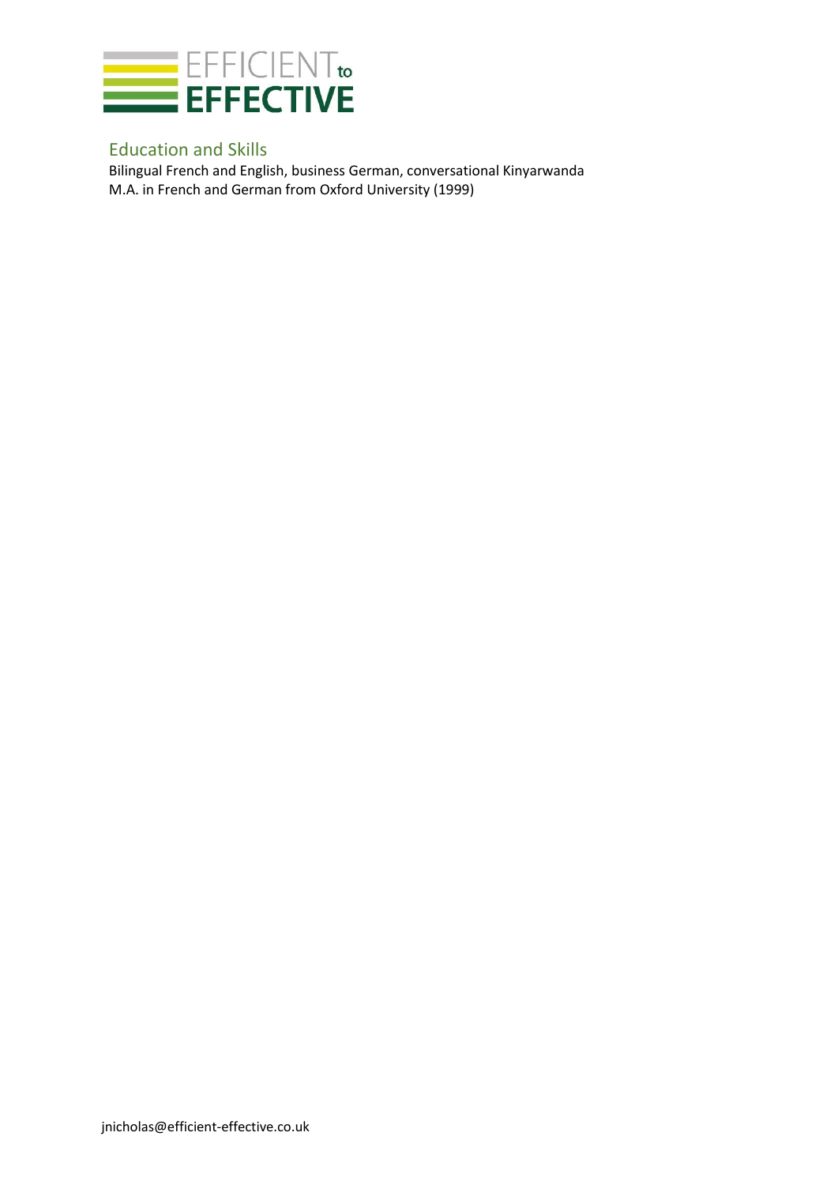## Education and Skills

Bilingual French and English, business German, conversational Kinyarwanda
M.A. in French and German from Oxford University (1999)